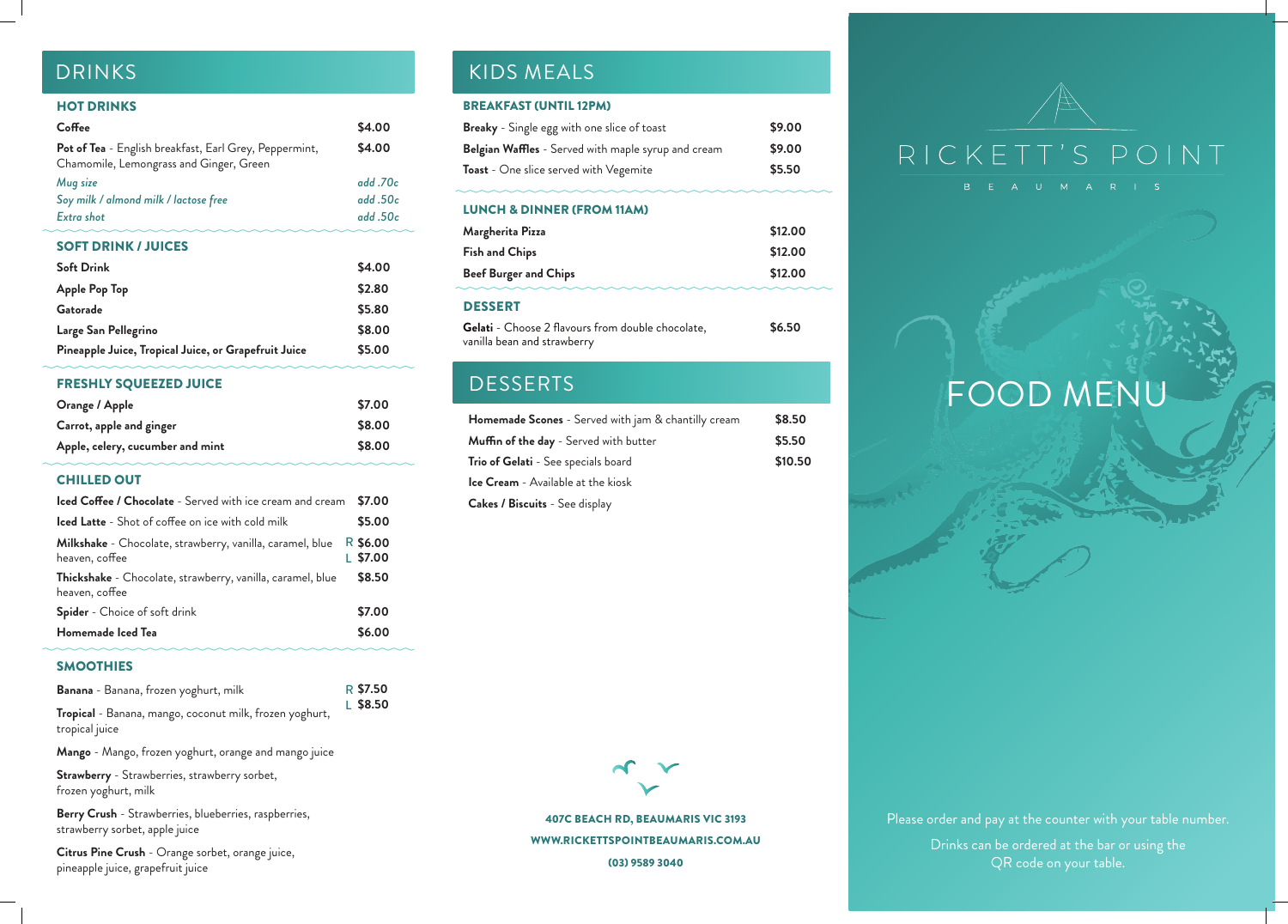# DRINKS

## HOT DRINKS

| Item | Price |
|---|---|
| **Coffee** | $4.00 |
| **Pot of Tea** - English breakfast, Earl Grey, Peppermint, Chamomile, Lemongrass and Ginger, Green | $4.00 |
| *Mug size* | *add .70c* |
| *Soy milk / almond milk / lactose free* | *add .50c* |
| *Extra shot* | *add .50c* |

## SOFT DRINK / JUICES

| Item | Price |
|---|---|
| **Soft Drink** | $4.00 |
| **Apple Pop Top** | $2.80 |
| **Gatorade** | $5.80 |
| **Large San Pellegrino** | $8.00 |
| **Pineapple Juice, Tropical Juice, or Grapefruit Juice** | $5.00 |

## FRESHLY SQUEEZED JUICE

| Item | Price |
|---|---|
| **Orange / Apple** | $7.00 |
| **Carrot, apple and ginger** | $8.00 |
| **Apple, celery, cucumber and mint** | $8.00 |

## CHILLED OUT

| Item | Price |
|---|---|
| **Iced Coffee / Chocolate** - Served with ice cream and cream | $7.00 |
| **Iced Latte** - Shot of coffee on ice with cold milk | $5.00 |
| **Milkshake** - Chocolate, strawberry, vanilla, caramel, blue heaven, coffee | R $6.00<br>L $7.00 |
| **Thickshake** - Chocolate, strawberry, vanilla, caramel, blue heaven, coffee | $8.50 |
| **Spider** - Choice of soft drink | $7.00 |
| **Homemade Iced Tea** | $6.00 |

## SMOOTHIES

R $7.50
L $8.50

- **Banana** - Banana, frozen yoghurt, milk
- **Tropical** - Banana, mango, coconut milk, frozen yoghurt, tropical juice
- **Mango** - Mango, frozen yoghurt, orange and mango juice
- **Strawberry** - Strawberries, strawberry sorbet, frozen yoghurt, milk
- **Berry Crush** - Strawberries, blueberries, raspberries, strawberry sorbet, apple juice
- **Citrus Pine Crush** - Orange sorbet, orange juice, pineapple juice, grapefruit juice

# KIDS MEALS

## BREAKFAST (UNTIL 12PM)

| Item | Price |
|---|---|
| **Breaky** - Single egg with one slice of toast | $9.00 |
| **Belgian Waffles** - Served with maple syrup and cream | $9.00 |
| **Toast** - One slice served with Vegemite | $5.50 |

## LUNCH & DINNER (FROM 11AM)

| Item | Price |
|---|---|
| **Margherita Pizza** | $12.00 |
| **Fish and Chips** | $12.00 |
| **Beef Burger and Chips** | $12.00 |

## DESSERT

| Item | Price |
|---|---|
| **Gelati** - Choose 2 flavours from double chocolate, vanilla bean and strawberry | $6.50 |

# DESSERTS

| Item | Price |
|---|---|
| **Homemade Scones** - Served with jam & chantilly cream | $8.50 |
| **Muffin of the day** - Served with butter | $5.50 |
| **Trio of Gelati** - See specials board | $10.50 |
| **Ice Cream** - Available at the kiosk | |
| **Cakes / Biscuits** - See display | |

**407C BEACH RD, BEAUMARIS VIC 3193**

**WWW.RICKETTSPOINTBEAUMARIS.COM.AU**

**(03) 9589 3040**

RICKETT'S POINT

BEAUMARIS

# FOOD MENU

Please order and pay at the counter with your table number.

Drinks can be ordered at the bar or using the QR code on your table.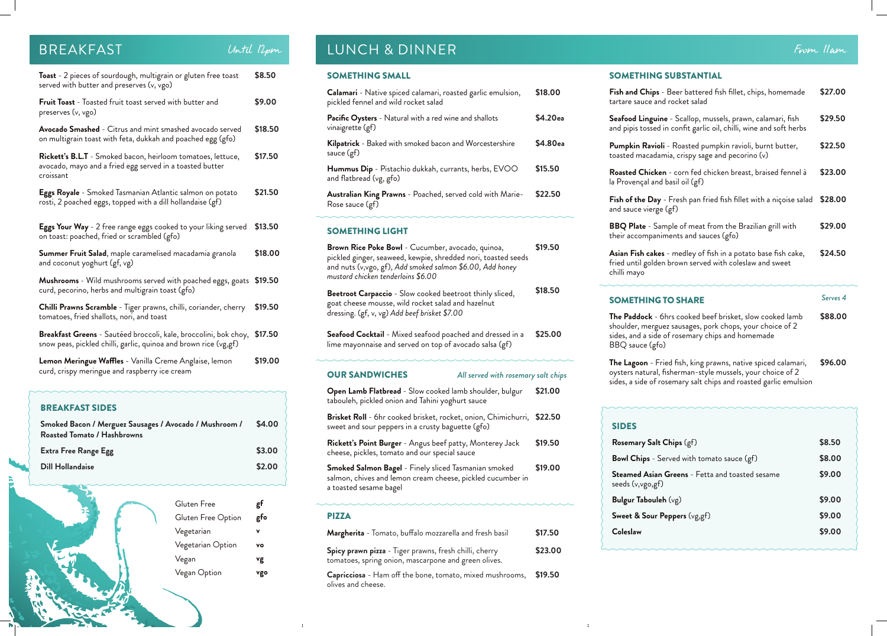# BREAKFAST

*Until 12pm*

| | |
|---|---|
| **Toast** - 2 pieces of sourdough, multigrain or gluten free toast served with butter and preserves (v, vgo) | $8.50 |
| **Fruit Toast** - Toasted fruit toast served with butter and preserves (v, vgo) | $9.00 |
| **Avocado Smashed** - Citrus and mint smashed avocado served on multigrain toast with feta, dukkah and poached egg (gfo) | $18.50 |
| **Rickett's B.L.T** - Smoked bacon, heirloom tomatoes, lettuce, avocado, mayo and a fried egg served in a toasted butter croissant | $17.50 |
| **Eggs Royale** - Smoked Tasmanian Atlantic salmon on potato rosti, 2 poached eggs, topped with a dill hollandaise (gf) | $21.50 |
| **Eggs Your Way** - 2 free range eggs cooked to your liking served on toast: poached, fried or scrambled (gfo) | $13.50 |
| **Summer Fruit Salad**, maple caramelised macadamia granola and coconut yoghurt (gf, vg) | $18.00 |
| **Mushrooms** - Wild mushrooms served with poached eggs, goats curd, pecorino, herbs and multigrain toast (gfo) | $19.50 |
| **Chilli Prawns Scramble** - Tiger prawns, chilli, coriander, cherry tomatoes, fried shallots, nori, and toast | $19.50 |
| **Breakfast Greens** - Sautéed broccoli, kale, broccolini, bok choy, snow peas, pickled chilli, garlic, quinoa and brown rice (vg,gf) | $17.50 |
| **Lemon Meringue Waffles** - Vanilla Creme Anglaise, lemon curd, crispy meringue and raspberry ice cream | $19.00 |

## BREAKFAST SIDES

| | |
|---|---|
| **Smoked Bacon / Merguez Sausages / Avocado / Mushroom / Roasted Tomato / Hashbrowns** | $4.00 |
| **Extra Free Range Egg** | $3.00 |
| **Dill Hollandaise** | $2.00 |

| | |
|---|---|
| Gluten Free | gf |
| Gluten Free Option | gfo |
| Vegetarian | v |
| Vegetarian Option | vo |
| Vegan | vg |
| Vegan Option | vgo |

# LUNCH & DINNER

*From 11am*

## SOMETHING SMALL

| | |
|---|---|
| **Calamari** - Native spiced calamari, roasted garlic emulsion, pickled fennel and wild rocket salad | $18.00 |
| **Pacific Oysters** - Natural with a red wine and shallots vinaigrette (gf) | $4.20ea |
| **Kilpatrick** - Baked with smoked bacon and Worcestershire sauce (gf) | $4.80ea |
| **Hummus Dip** - Pistachio dukkah, currants, herbs, EVOO and flatbread (vg, gfo) | $15.50 |
| **Australian King Prawns** - Poached, served cold with Marie-Rose sauce (gf) | $22.50 |

## SOMETHING LIGHT

| | |
|---|---|
| **Brown Rice Poke Bowl** - Cucumber, avocado, quinoa, pickled ginger, seaweed, kewpie, shredded nori, toasted seeds and nuts (v,vgo, gf), *Add smoked salmon $6.00, Add honey mustard chicken tenderloins $6.00* | $19.50 |
| **Beetroot Carpaccio** - Slow cooked beetroot thinly sliced, goat cheese mousse, wild rocket salad and hazelnut dressing. (gf, v, vg) *Add beef brisket $7.00* | $18.50 |
| **Seafood Cocktail** - Mixed seafood poached and dressed in a lime mayonnaise and served on top of avocado salsa (gf) | $25.00 |

## OUR SANDWICHES

*All served with rosemary salt chips*

| | |
|---|---|
| **Open Lamb Flatbread** - Slow cooked lamb shoulder, bulgur tabouleh, pickled onion and Tahini yoghurt sauce | $21.00 |
| **Brisket Roll** - 6hr cooked brisket, rocket, onion, Chimichurri, sweet and sour peppers in a crusty baguette (gfo) | $22.50 |
| **Rickett's Point Burger** - Angus beef patty, Monterey Jack cheese, pickles, tomato and our special sauce | $19.50 |
| **Smoked Salmon Bagel** - Finely sliced Tasmanian smoked salmon, chives and lemon cream cheese, pickled cucumber in a toasted sesame bagel | $19.00 |

## PIZZA

| | |
|---|---|
| **Margherita** - Tomato, buffalo mozzarella and fresh basil | $17.50 |
| **Spicy prawn pizza** - Tiger prawns, fresh chilli, cherry tomatoes, spring onion, mascarpone and green olives. | $23.00 |
| **Capricciosa** - Ham off the bone, tomato, mixed mushrooms, olives and cheese. | $19.50 |

## SOMETHING SUBSTANTIAL

| | |
|---|---|
| **Fish and Chips** - Beer battered fish fillet, chips, homemade tartare sauce and rocket salad | $27.00 |
| **Seafood Linguine** - Scallop, mussels, prawn, calamari, fish and pipis tossed in confit garlic oil, chilli, wine and soft herbs | $29.50 |
| **Pumpkin Ravioli** - Roasted pumpkin ravioli, burnt butter, toasted macadamia, crispy sage and pecorino (v) | $22.50 |
| **Roasted Chicken** - corn fed chicken breast, braised fennel à la Provençal and basil oil (gf) | $23.00 |
| **Fish of the Day** - Fresh pan fried fish fillet with a niçoise salad and sauce vierge (gf) | $28.00 |
| **BBQ Plate** - Sample of meat from the Brazilian grill with their accompaniments and sauces (gfo) | $29.00 |
| **Asian Fish cakes** - medley of fish in a potato base fish cake, fried until golden brown served with coleslaw and sweet chilli mayo | $24.50 |

## SOMETHING TO SHARE

*Serves 4*

| | |
|---|---|
| **The Paddock** - 6hrs cooked beef brisket, slow cooked lamb shoulder, merguez sausages, pork chops, your choice of 2 sides, and a side of rosemary chips and homemade BBQ sauce (gfo) | $88.00 |
| **The Lagoon** - Fried fish, king prawns, native spiced calamari, oysters natural, fisherman-style mussels, your choice of 2 sides, a side of rosemary salt chips and roasted garlic emulsion | $96.00 |

## SIDES

| | |
|---|---|
| **Rosemary Salt Chips** (gf) | $8.50 |
| **Bowl Chips** - Served with tomato sauce (gf) | $8.00 |
| **Steamed Asian Greens** - Fetta and toasted sesame seeds (v,vgo,gf) | $9.00 |
| **Bulgur Tabouleh** (vg) | $9.00 |
| **Sweet & Sour Peppers** (vg,gf) | $9.00 |
| **Coleslaw** | $9.00 |